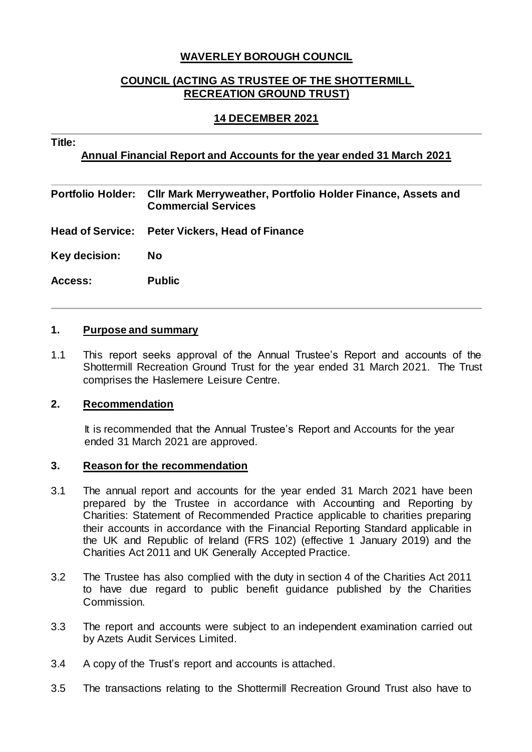# WAVERLEY BOROUGH COUNCIL

## COUNCIL (ACTING AS TRUSTEE OF THE SHOTTERMILL RECREATION GROUND TRUST)

## 14 DECEMBER 2021

**Title:**

**Annual Financial Report and Accounts for the year ended 31 March 2021**

| | |
|---|---|
| **Portfolio Holder:** | **Cllr Mark Merryweather, Portfolio Holder Finance, Assets and Commercial Services** |
| **Head of Service:** | **Peter Vickers, Head of Finance** |
| **Key decision:** | **No** |
| **Access:** | **Public** |

## 1. Purpose and summary

1.1 This report seeks approval of the Annual Trustee's Report and accounts of the Shottermill Recreation Ground Trust for the year ended 31 March 2021. The Trust comprises the Haslemere Leisure Centre.

## 2. Recommendation

It is recommended that the Annual Trustee's Report and Accounts for the year ended 31 March 2021 are approved.

## 3. Reason for the recommendation

3.1 The annual report and accounts for the year ended 31 March 2021 have been prepared by the Trustee in accordance with Accounting and Reporting by Charities: Statement of Recommended Practice applicable to charities preparing their accounts in accordance with the Financial Reporting Standard applicable in the UK and Republic of Ireland (FRS 102) (effective 1 January 2019) and the Charities Act 2011 and UK Generally Accepted Practice.

3.2 The Trustee has also complied with the duty in section 4 of the Charities Act 2011 to have due regard to public benefit guidance published by the Charities Commission.

3.3 The report and accounts were subject to an independent examination carried out by Azets Audit Services Limited.

3.4 A copy of the Trust's report and accounts is attached.

3.5 The transactions relating to the Shottermill Recreation Ground Trust also have to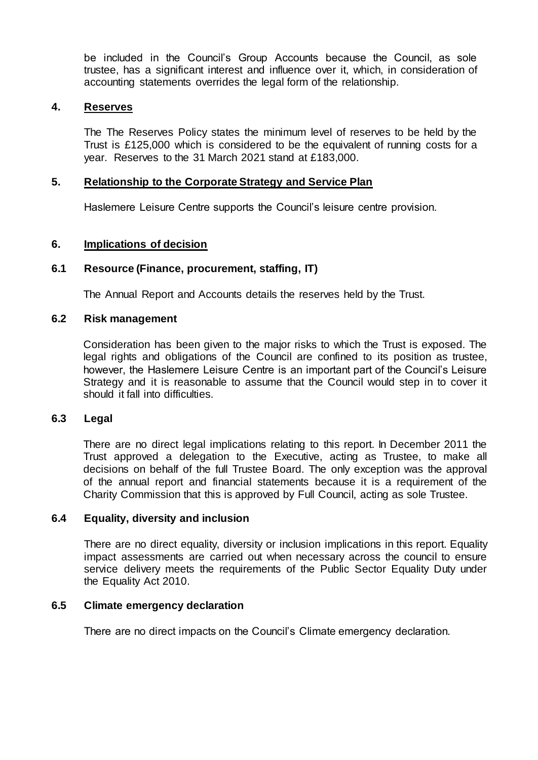be included in the Council's Group Accounts because the Council, as sole trustee, has a significant interest and influence over it, which, in consideration of accounting statements overrides the legal form of the relationship.

## 4. Reserves

The The Reserves Policy states the minimum level of reserves to be held by the Trust is £125,000 which is considered to be the equivalent of running costs for a year. Reserves to the 31 March 2021 stand at £183,000.

## 5. Relationship to the Corporate Strategy and Service Plan

Haslemere Leisure Centre supports the Council's leisure centre provision.

## 6. Implications of decision

### 6.1 Resource (Finance, procurement, staffing, IT)

The Annual Report and Accounts details the reserves held by the Trust.

### 6.2 Risk management

Consideration has been given to the major risks to which the Trust is exposed. The legal rights and obligations of the Council are confined to its position as trustee, however, the Haslemere Leisure Centre is an important part of the Council's Leisure Strategy and it is reasonable to assume that the Council would step in to cover it should it fall into difficulties.

### 6.3 Legal

There are no direct legal implications relating to this report. In December 2011 the Trust approved a delegation to the Executive, acting as Trustee, to make all decisions on behalf of the full Trustee Board. The only exception was the approval of the annual report and financial statements because it is a requirement of the Charity Commission that this is approved by Full Council, acting as sole Trustee.

### 6.4 Equality, diversity and inclusion

There are no direct equality, diversity or inclusion implications in this report. Equality impact assessments are carried out when necessary across the council to ensure service delivery meets the requirements of the Public Sector Equality Duty under the Equality Act 2010.

### 6.5 Climate emergency declaration

There are no direct impacts on the Council's Climate emergency declaration.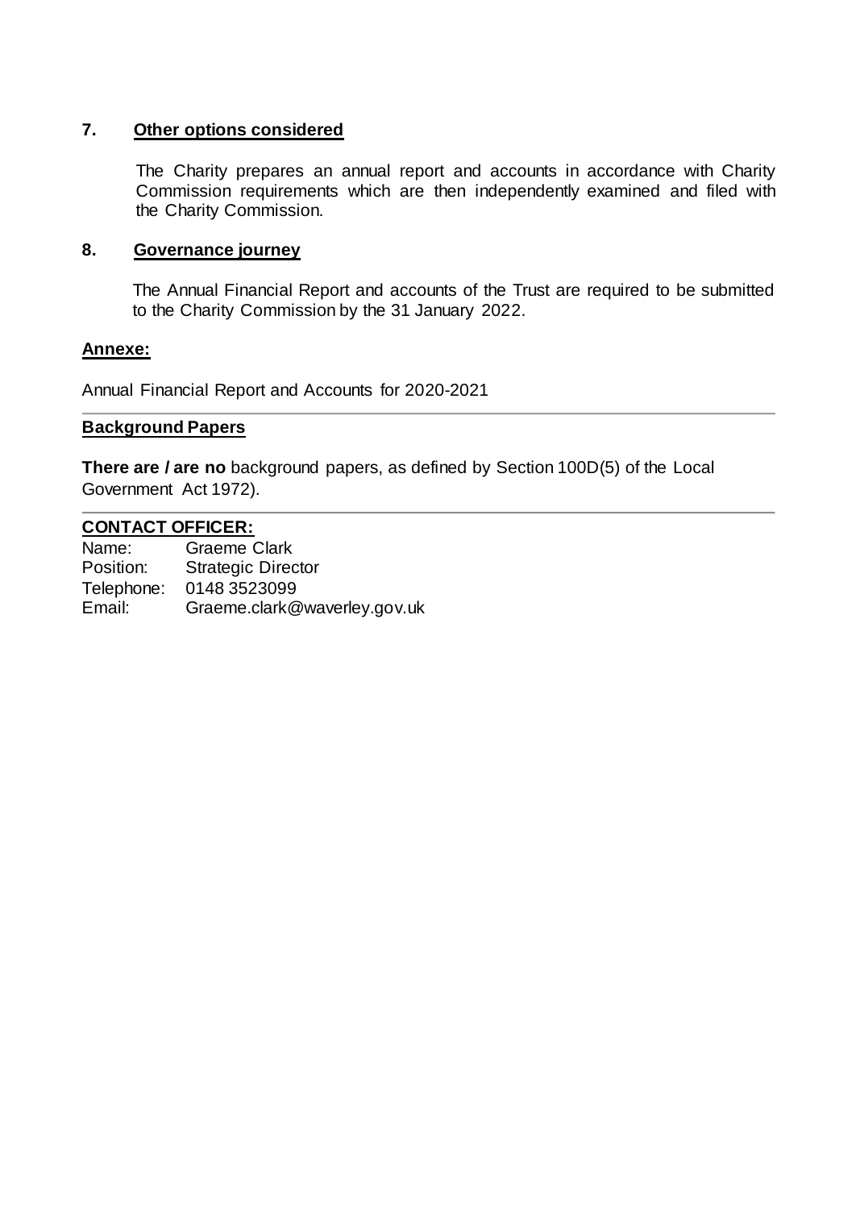## 7. Other options considered

The Charity prepares an annual report and accounts in accordance with Charity Commission requirements which are then independently examined and filed with the Charity Commission.

## 8. Governance journey

The Annual Financial Report and accounts of the Trust are required to be submitted to the Charity Commission by the 31 January 2022.

**Annexe:**

Annual Financial Report and Accounts for 2020-2021

---

**Background Papers**

**There are / are no** background papers, as defined by Section 100D(5) of the Local Government Act 1972).

---

**CONTACT OFFICER:**

Name: Graeme Clark
Position: Strategic Director
Telephone: 0148 3523099
Email: Graeme.clark@waverley.gov.uk